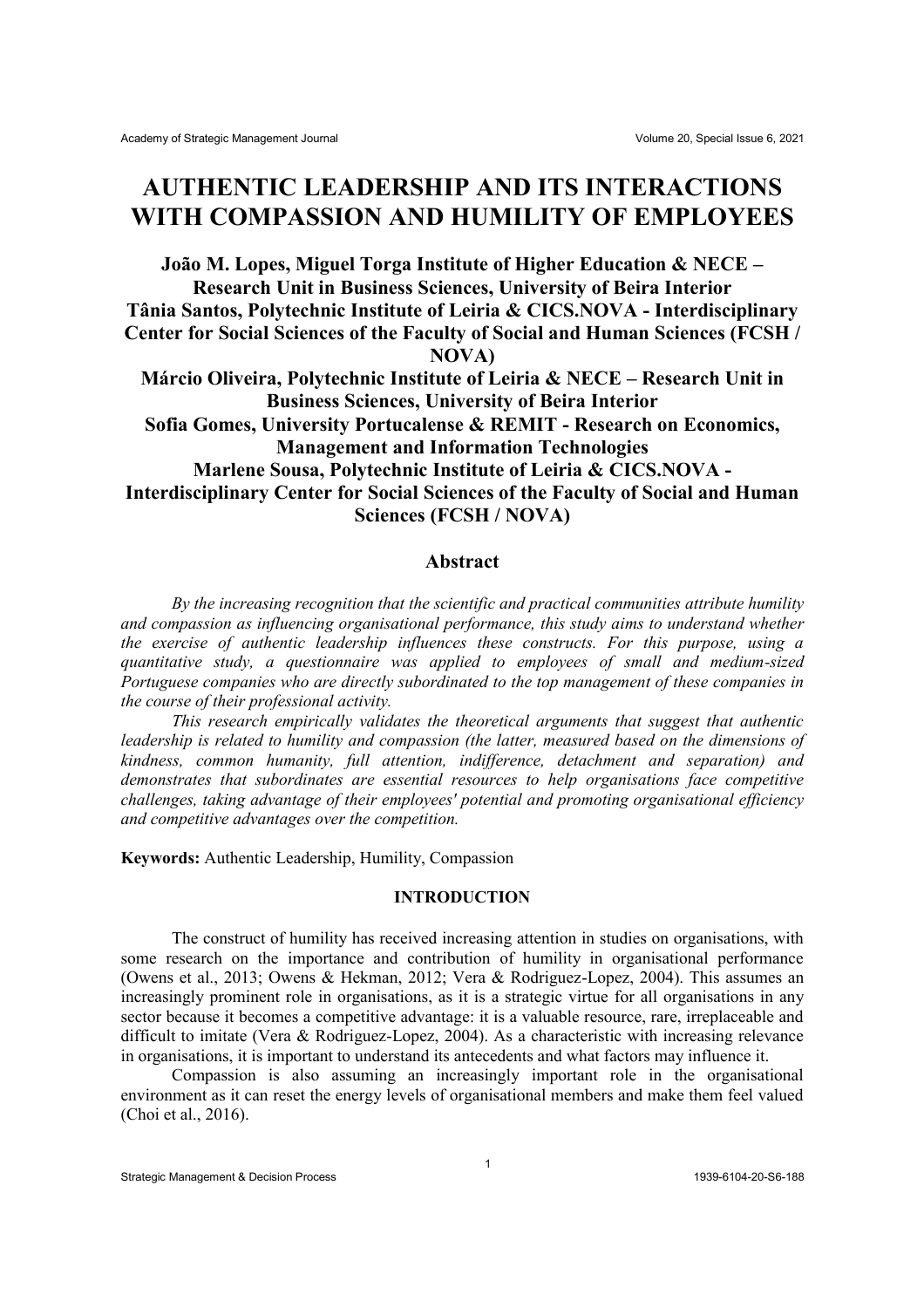# AUTHENTIC LEADERSHIP AND ITS INTERACTIONS WITH COMPASSION AND HUMILITY OF EMPLOYEES

**João M. Lopes, Miguel Torga Institute of Higher Education & NECE – Research Unit in Business Sciences, University of Beira Interior**
**Tânia Santos, Polytechnic Institute of Leiria & CICS.NOVA - Interdisciplinary Center for Social Sciences of the Faculty of Social and Human Sciences (FCSH / NOVA)**
**Márcio Oliveira, Polytechnic Institute of Leiria & NECE – Research Unit in Business Sciences, University of Beira Interior**
**Sofia Gomes, University Portucalense & REMIT - Research on Economics, Management and Information Technologies**
**Marlene Sousa, Polytechnic Institute of Leiria & CICS.NOVA - Interdisciplinary Center for Social Sciences of the Faculty of Social and Human Sciences (FCSH / NOVA)**

## Abstract

*By the increasing recognition that the scientific and practical communities attribute humility and compassion as influencing organisational performance, this study aims to understand whether the exercise of authentic leadership influences these constructs. For this purpose, using a quantitative study, a questionnaire was applied to employees of small and medium-sized Portuguese companies who are directly subordinated to the top management of these companies in the course of their professional activity.*

*This research empirically validates the theoretical arguments that suggest that authentic leadership is related to humility and compassion (the latter, measured based on the dimensions of kindness, common humanity, full attention, indifference, detachment and separation) and demonstrates that subordinates are essential resources to help organisations face competitive challenges, taking advantage of their employees' potential and promoting organisational efficiency and competitive advantages over the competition.*

**Keywords:** Authentic Leadership, Humility, Compassion

## INTRODUCTION

The construct of humility has received increasing attention in studies on organisations, with some research on the importance and contribution of humility in organisational performance (Owens et al., 2013; Owens & Hekman, 2012; Vera & Rodriguez-Lopez, 2004). This assumes an increasingly prominent role in organisations, as it is a strategic virtue for all organisations in any sector because it becomes a competitive advantage: it is a valuable resource, rare, irreplaceable and difficult to imitate (Vera & Rodriguez-Lopez, 2004). As a characteristic with increasing relevance in organisations, it is important to understand its antecedents and what factors may influence it.

Compassion is also assuming an increasingly important role in the organisational environment as it can reset the energy levels of organisational members and make them feel valued (Choi et al., 2016).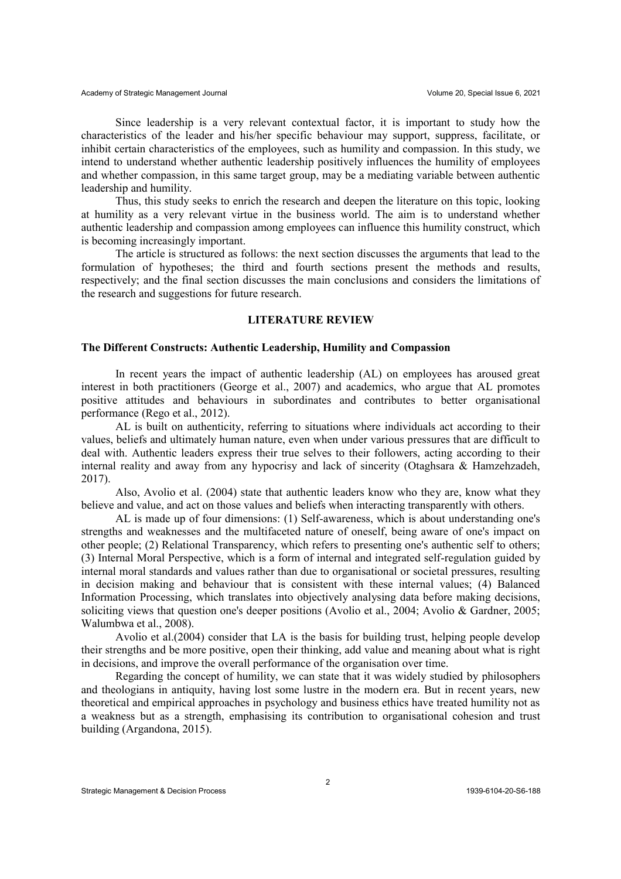Since leadership is a very relevant contextual factor, it is important to study how the characteristics of the leader and his/her specific behaviour may support, suppress, facilitate, or inhibit certain characteristics of the employees, such as humility and compassion. In this study, we intend to understand whether authentic leadership positively influences the humility of employees and whether compassion, in this same target group, may be a mediating variable between authentic leadership and humility.

Thus, this study seeks to enrich the research and deepen the literature on this topic, looking at humility as a very relevant virtue in the business world. The aim is to understand whether authentic leadership and compassion among employees can influence this humility construct, which is becoming increasingly important.

The article is structured as follows: the next section discusses the arguments that lead to the formulation of hypotheses; the third and fourth sections present the methods and results, respectively; and the final section discusses the main conclusions and considers the limitations of the research and suggestions for future research.

## LITERATURE REVIEW

### The Different Constructs: Authentic Leadership, Humility and Compassion

In recent years the impact of authentic leadership (AL) on employees has aroused great interest in both practitioners (George et al., 2007) and academics, who argue that AL promotes positive attitudes and behaviours in subordinates and contributes to better organisational performance (Rego et al., 2012).

AL is built on authenticity, referring to situations where individuals act according to their values, beliefs and ultimately human nature, even when under various pressures that are difficult to deal with. Authentic leaders express their true selves to their followers, acting according to their internal reality and away from any hypocrisy and lack of sincerity (Otaghsara & Hamzehzadeh, 2017).

Also, Avolio et al. (2004) state that authentic leaders know who they are, know what they believe and value, and act on those values and beliefs when interacting transparently with others.

AL is made up of four dimensions: (1) Self-awareness, which is about understanding one's strengths and weaknesses and the multifaceted nature of oneself, being aware of one's impact on other people; (2) Relational Transparency, which refers to presenting one's authentic self to others; (3) Internal Moral Perspective, which is a form of internal and integrated self-regulation guided by internal moral standards and values rather than due to organisational or societal pressures, resulting in decision making and behaviour that is consistent with these internal values; (4) Balanced Information Processing, which translates into objectively analysing data before making decisions, soliciting views that question one's deeper positions (Avolio et al., 2004; Avolio & Gardner, 2005; Walumbwa et al., 2008).

Avolio et al.(2004) consider that LA is the basis for building trust, helping people develop their strengths and be more positive, open their thinking, add value and meaning about what is right in decisions, and improve the overall performance of the organisation over time.

Regarding the concept of humility, we can state that it was widely studied by philosophers and theologians in antiquity, having lost some lustre in the modern era. But in recent years, new theoretical and empirical approaches in psychology and business ethics have treated humility not as a weakness but as a strength, emphasising its contribution to organisational cohesion and trust building (Argandona, 2015).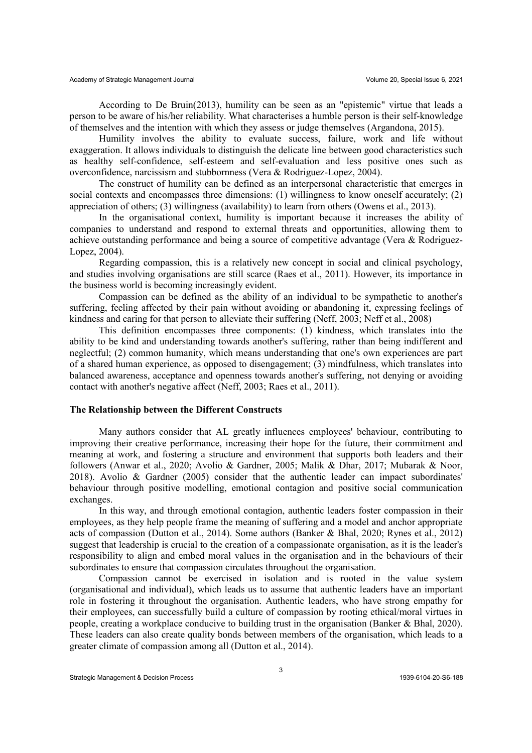According to De Bruin(2013), humility can be seen as an "epistemic" virtue that leads a person to be aware of his/her reliability. What characterises a humble person is their self-knowledge of themselves and the intention with which they assess or judge themselves (Argandona, 2015).

Humility involves the ability to evaluate success, failure, work and life without exaggeration. It allows individuals to distinguish the delicate line between good characteristics such as healthy self-confidence, self-esteem and self-evaluation and less positive ones such as overconfidence, narcissism and stubbornness (Vera & Rodriguez-Lopez, 2004).

The construct of humility can be defined as an interpersonal characteristic that emerges in social contexts and encompasses three dimensions: (1) willingness to know oneself accurately; (2) appreciation of others; (3) willingness (availability) to learn from others (Owens et al., 2013).

In the organisational context, humility is important because it increases the ability of companies to understand and respond to external threats and opportunities, allowing them to achieve outstanding performance and being a source of competitive advantage (Vera & Rodriguez-Lopez, 2004).

Regarding compassion, this is a relatively new concept in social and clinical psychology, and studies involving organisations are still scarce (Raes et al., 2011). However, its importance in the business world is becoming increasingly evident.

Compassion can be defined as the ability of an individual to be sympathetic to another's suffering, feeling affected by their pain without avoiding or abandoning it, expressing feelings of kindness and caring for that person to alleviate their suffering (Neff, 2003; Neff et al., 2008)

This definition encompasses three components: (1) kindness, which translates into the ability to be kind and understanding towards another's suffering, rather than being indifferent and neglectful; (2) common humanity, which means understanding that one's own experiences are part of a shared human experience, as opposed to disengagement; (3) mindfulness, which translates into balanced awareness, acceptance and openness towards another's suffering, not denying or avoiding contact with another's negative affect (Neff, 2003; Raes et al., 2011).

### The Relationship between the Different Constructs

Many authors consider that AL greatly influences employees' behaviour, contributing to improving their creative performance, increasing their hope for the future, their commitment and meaning at work, and fostering a structure and environment that supports both leaders and their followers (Anwar et al., 2020; Avolio & Gardner, 2005; Malik & Dhar, 2017; Mubarak & Noor, 2018). Avolio & Gardner (2005) consider that the authentic leader can impact subordinates' behaviour through positive modelling, emotional contagion and positive social communication exchanges.

In this way, and through emotional contagion, authentic leaders foster compassion in their employees, as they help people frame the meaning of suffering and a model and anchor appropriate acts of compassion (Dutton et al., 2014). Some authors (Banker & Bhal, 2020; Rynes et al., 2012) suggest that leadership is crucial to the creation of a compassionate organisation, as it is the leader's responsibility to align and embed moral values in the organisation and in the behaviours of their subordinates to ensure that compassion circulates throughout the organisation.

Compassion cannot be exercised in isolation and is rooted in the value system (organisational and individual), which leads us to assume that authentic leaders have an important role in fostering it throughout the organisation. Authentic leaders, who have strong empathy for their employees, can successfully build a culture of compassion by rooting ethical/moral virtues in people, creating a workplace conducive to building trust in the organisation (Banker & Bhal, 2020). These leaders can also create quality bonds between members of the organisation, which leads to a greater climate of compassion among all (Dutton et al., 2014).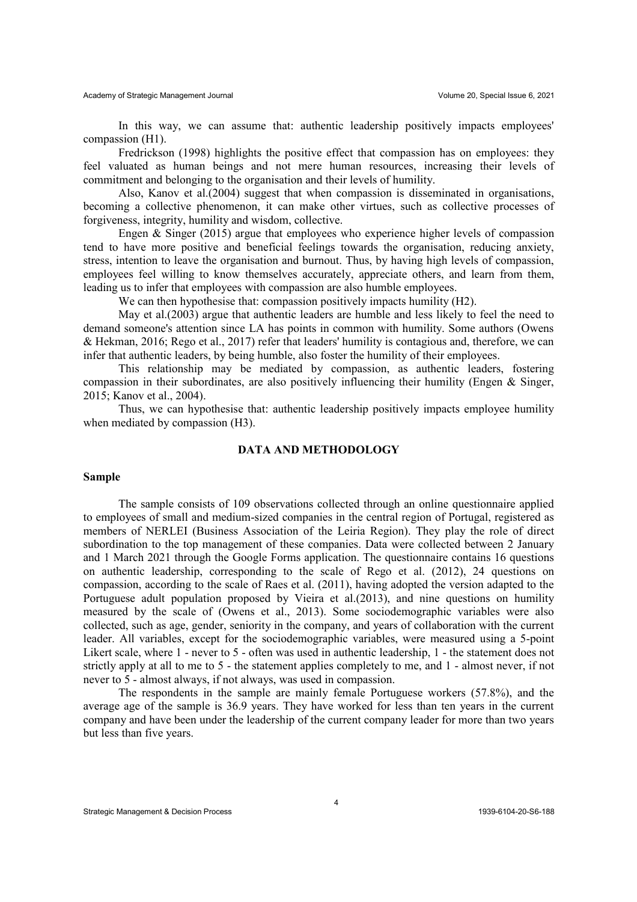In this way, we can assume that: authentic leadership positively impacts employees' compassion (H1).

Fredrickson (1998) highlights the positive effect that compassion has on employees: they feel valuated as human beings and not mere human resources, increasing their levels of commitment and belonging to the organisation and their levels of humility.

Also, Kanov et al.(2004) suggest that when compassion is disseminated in organisations, becoming a collective phenomenon, it can make other virtues, such as collective processes of forgiveness, integrity, humility and wisdom, collective.

Engen & Singer (2015) argue that employees who experience higher levels of compassion tend to have more positive and beneficial feelings towards the organisation, reducing anxiety, stress, intention to leave the organisation and burnout. Thus, by having high levels of compassion, employees feel willing to know themselves accurately, appreciate others, and learn from them, leading us to infer that employees with compassion are also humble employees.

We can then hypothesise that: compassion positively impacts humility (H2).

May et al.(2003) argue that authentic leaders are humble and less likely to feel the need to demand someone's attention since LA has points in common with humility. Some authors (Owens & Hekman, 2016; Rego et al., 2017) refer that leaders' humility is contagious and, therefore, we can infer that authentic leaders, by being humble, also foster the humility of their employees.

This relationship may be mediated by compassion, as authentic leaders, fostering compassion in their subordinates, are also positively influencing their humility (Engen & Singer, 2015; Kanov et al., 2004).

Thus, we can hypothesise that: authentic leadership positively impacts employee humility when mediated by compassion (H3).

## DATA AND METHODOLOGY

### Sample

The sample consists of 109 observations collected through an online questionnaire applied to employees of small and medium-sized companies in the central region of Portugal, registered as members of NERLEI (Business Association of the Leiria Region). They play the role of direct subordination to the top management of these companies. Data were collected between 2 January and 1 March 2021 through the Google Forms application. The questionnaire contains 16 questions on authentic leadership, corresponding to the scale of Rego et al. (2012), 24 questions on compassion, according to the scale of Raes et al. (2011), having adopted the version adapted to the Portuguese adult population proposed by Vieira et al.(2013), and nine questions on humility measured by the scale of (Owens et al., 2013). Some sociodemographic variables were also collected, such as age, gender, seniority in the company, and years of collaboration with the current leader. All variables, except for the sociodemographic variables, were measured using a 5-point Likert scale, where 1 - never to 5 - often was used in authentic leadership, 1 - the statement does not strictly apply at all to me to 5 - the statement applies completely to me, and 1 - almost never, if not never to 5 - almost always, if not always, was used in compassion.

The respondents in the sample are mainly female Portuguese workers (57.8%), and the average age of the sample is 36.9 years. They have worked for less than ten years in the current company and have been under the leadership of the current company leader for more than two years but less than five years.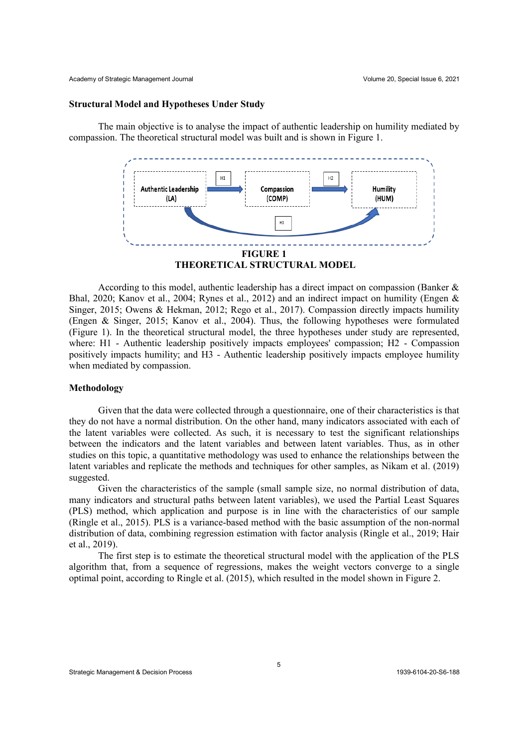## Structural Model and Hypotheses Under Study

The main objective is to analyse the impact of authentic leadership on humility mediated by compassion. The theoretical structural model was built and is shown in Figure 1.

Authentic Leadership (LA) → H1 → Compassion (COMP) → H2 → Humility (HUM); Authentic Leadership (LA) → H3 → Humility (HUM)

**FIGURE 1**
**THEORETICAL STRUCTURAL MODEL**

According to this model, authentic leadership has a direct impact on compassion (Banker & Bhal, 2020; Kanov et al., 2004; Rynes et al., 2012) and an indirect impact on humility (Engen & Singer, 2015; Owens & Hekman, 2012; Rego et al., 2017). Compassion directly impacts humility (Engen & Singer, 2015; Kanov et al., 2004). Thus, the following hypotheses were formulated (Figure 1). In the theoretical structural model, the three hypotheses under study are represented, where: H1 - Authentic leadership positively impacts employees' compassion; H2 - Compassion positively impacts humility; and H3 - Authentic leadership positively impacts employee humility when mediated by compassion.

## Methodology

Given that the data were collected through a questionnaire, one of their characteristics is that they do not have a normal distribution. On the other hand, many indicators associated with each of the latent variables were collected. As such, it is necessary to test the significant relationships between the indicators and the latent variables and between latent variables. Thus, as in other studies on this topic, a quantitative methodology was used to enhance the relationships between the latent variables and replicate the methods and techniques for other samples, as Nikam et al. (2019) suggested.

Given the characteristics of the sample (small sample size, no normal distribution of data, many indicators and structural paths between latent variables), we used the Partial Least Squares (PLS) method, which application and purpose is in line with the characteristics of our sample (Ringle et al., 2015). PLS is a variance-based method with the basic assumption of the non-normal distribution of data, combining regression estimation with factor analysis (Ringle et al., 2019; Hair et al., 2019).

The first step is to estimate the theoretical structural model with the application of the PLS algorithm that, from a sequence of regressions, makes the weight vectors converge to a single optimal point, according to Ringle et al. (2015), which resulted in the model shown in Figure 2.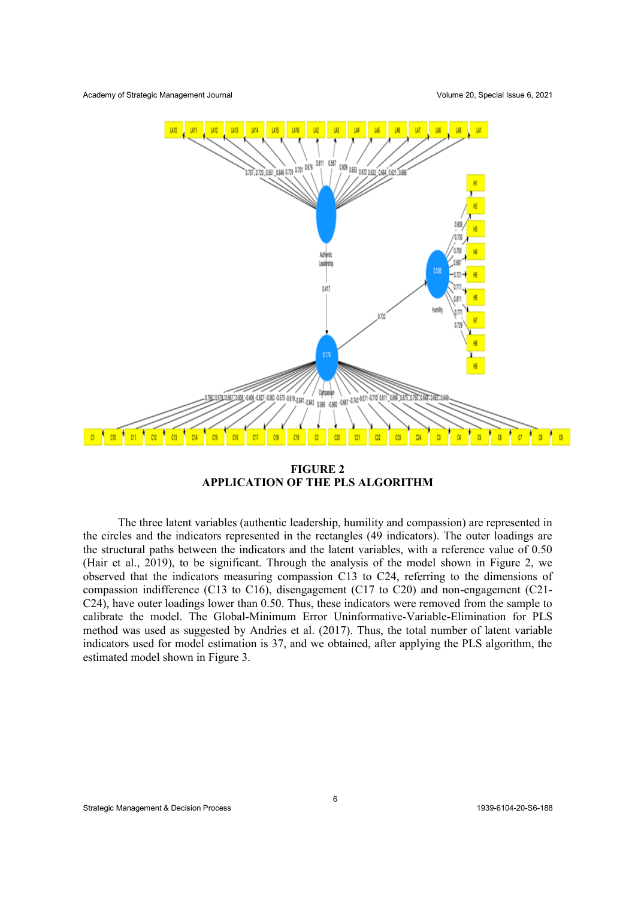**FIGURE 2**
**APPLICATION OF THE PLS ALGORITHM**

The three latent variables (authentic leadership, humility and compassion) are represented in the circles and the indicators represented in the rectangles (49 indicators). The outer loadings are the structural paths between the indicators and the latent variables, with a reference value of 0.50 (Hair et al., 2019), to be significant. Through the analysis of the model shown in Figure 2, we observed that the indicators measuring compassion C13 to C24, referring to the dimensions of compassion indifference (C13 to C16), disengagement (C17 to C20) and non-engagement (C21-C24), have outer loadings lower than 0.50. Thus, these indicators were removed from the sample to calibrate the model. The Global-Minimum Error Uninformative-Variable-Elimination for PLS method was used as suggested by Andries et al. (2017). Thus, the total number of latent variable indicators used for model estimation is 37, and we obtained, after applying the PLS algorithm, the estimated model shown in Figure 3.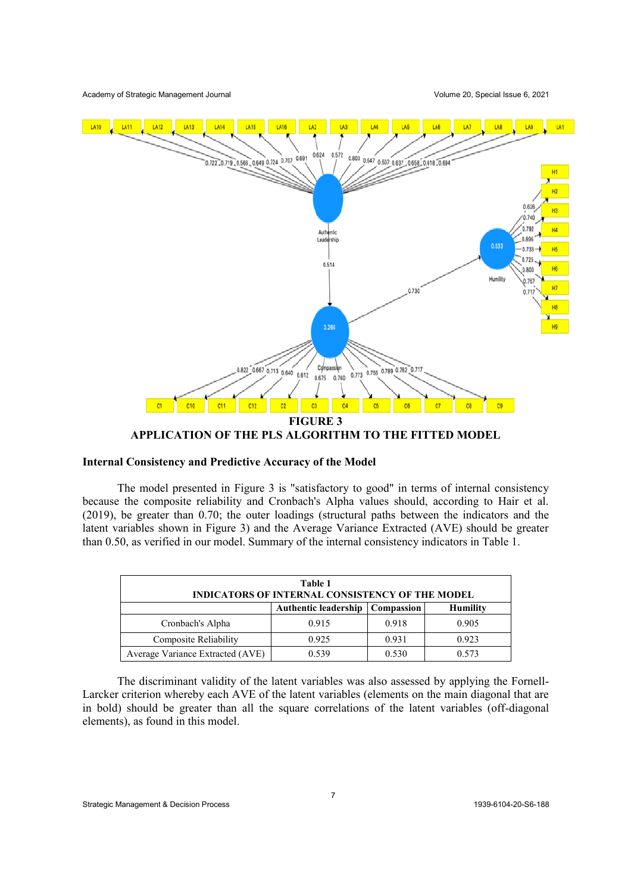**FIGURE 3**

**APPLICATION OF THE PLS ALGORITHM TO THE FITTED MODEL**

### Internal Consistency and Predictive Accuracy of the Model

The model presented in Figure 3 is "satisfactory to good" in terms of internal consistency because the composite reliability and Cronbach's Alpha values should, according to Hair et al. (2019), be greater than 0.70; the outer loadings (structural paths between the indicators and the latent variables shown in Figure 3) and the Average Variance Extracted (AVE) should be greater than 0.50, as verified in our model. Summary of the internal consistency indicators in Table 1.

**Table 1**
**INDICATORS OF INTERNAL CONSISTENCY OF THE MODEL**

| | Authentic leadership | Compassion | Humility |
|---|---|---|---|
| Cronbach's Alpha | 0.915 | 0.918 | 0.905 |
| Composite Reliability | 0.925 | 0.931 | 0.923 |
| Average Variance Extracted (AVE) | 0.539 | 0.530 | 0.573 |

The discriminant validity of the latent variables was also assessed by applying the Fornell-Larcker criterion whereby each AVE of the latent variables (elements on the main diagonal that are in bold) should be greater than all the square correlations of the latent variables (off-diagonal elements), as found in this model.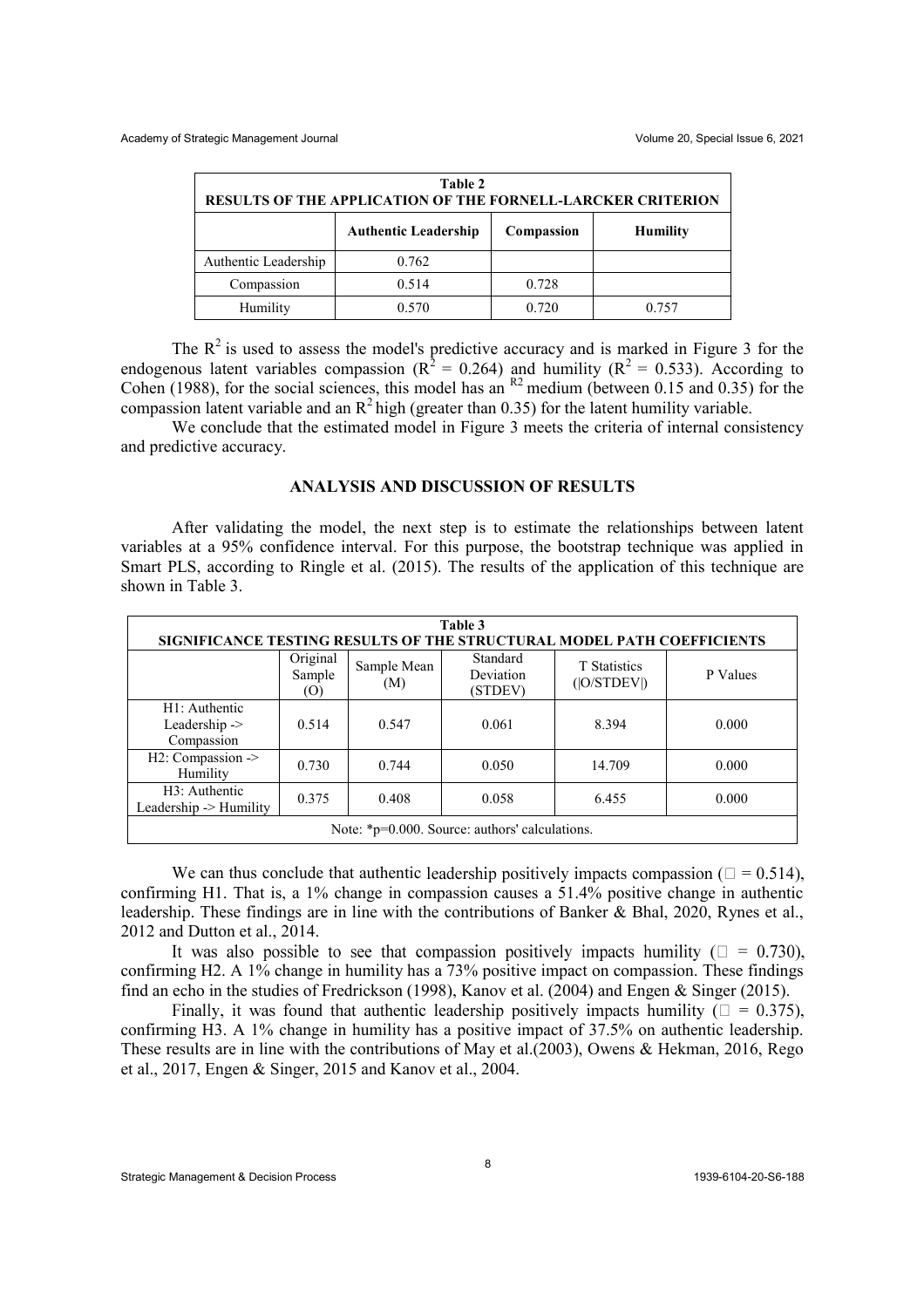**Table 2**
**RESULTS OF THE APPLICATION OF THE FORNELL-LARCKER CRITERION**

| | Authentic Leadership | Compassion | Humility |
|---|---|---|---|
| Authentic Leadership | 0.762 | | |
| Compassion | 0.514 | 0.728 | |
| Humility | 0.570 | 0.720 | 0.757 |

The $R^2$ is used to assess the model's predictive accuracy and is marked in Figure 3 for the endogenous latent variables compassion ($R^2$ = 0.264) and humility ($R^2$ = 0.533). According to Cohen (1988), for the social sciences, this model has an $^{R2}$ medium (between 0.15 and 0.35) for the compassion latent variable and an $R^2$ high (greater than 0.35) for the latent humility variable.

We conclude that the estimated model in Figure 3 meets the criteria of internal consistency and predictive accuracy.

## ANALYSIS AND DISCUSSION OF RESULTS

After validating the model, the next step is to estimate the relationships between latent variables at a 95% confidence interval. For this purpose, the bootstrap technique was applied in Smart PLS, according to Ringle et al. (2015). The results of the application of this technique are shown in Table 3.

**Table 3**
**SIGNIFICANCE TESTING RESULTS OF THE STRUCTURAL MODEL PATH COEFFICIENTS**

| | Original Sample (O) | Sample Mean (M) | Standard Deviation (STDEV) | T Statistics (\|O/STDEV\|) | P Values |
|---|---|---|---|---|---|
| H1: Authentic Leadership -> Compassion | 0.514 | 0.547 | 0.061 | 8.394 | 0.000 |
| H2: Compassion -> Humility | 0.730 | 0.744 | 0.050 | 14.709 | 0.000 |
| H3: Authentic Leadership -> Humility | 0.375 | 0.408 | 0.058 | 6.455 | 0.000 |
| Note: *p=0.000. Source: authors' calculations. | | | | | |

We can thus conclude that authentic leadership positively impacts compassion ($\square$ = 0.514), confirming H1. That is, a 1% change in compassion causes a 51.4% positive change in authentic leadership. These findings are in line with the contributions of Banker & Bhal, 2020, Rynes et al., 2012 and Dutton et al., 2014.

It was also possible to see that compassion positively impacts humility ($\square$ = 0.730), confirming H2. A 1% change in humility has a 73% positive impact on compassion. These findings find an echo in the studies of Fredrickson (1998), Kanov et al. (2004) and Engen & Singer (2015).

Finally, it was found that authentic leadership positively impacts humility ($\square$ = 0.375), confirming H3. A 1% change in humility has a positive impact of 37.5% on authentic leadership. These results are in line with the contributions of May et al.(2003), Owens & Hekman, 2016, Rego et al., 2017, Engen & Singer, 2015 and Kanov et al., 2004.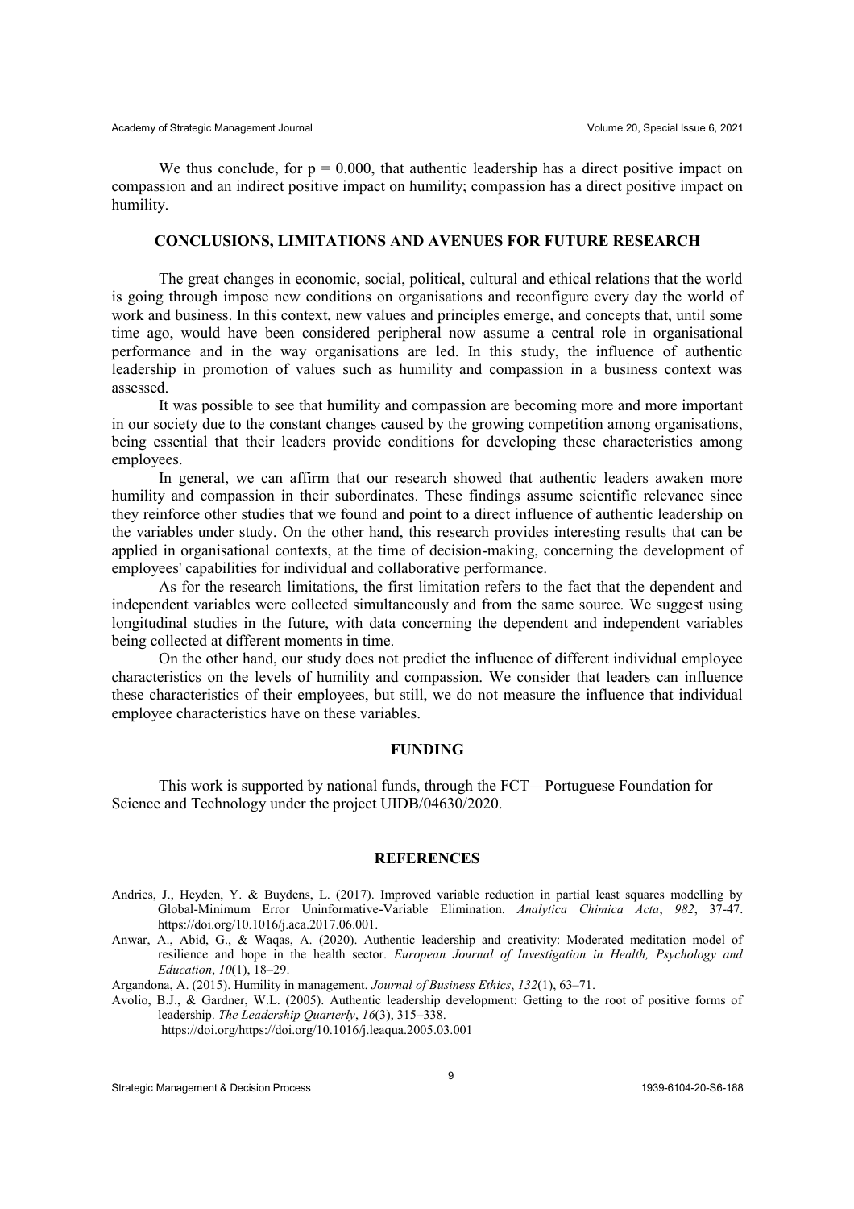We thus conclude, for $p = 0.000$, that authentic leadership has a direct positive impact on compassion and an indirect positive impact on humility; compassion has a direct positive impact on humility.

## CONCLUSIONS, LIMITATIONS AND AVENUES FOR FUTURE RESEARCH

The great changes in economic, social, political, cultural and ethical relations that the world is going through impose new conditions on organisations and reconfigure every day the world of work and business. In this context, new values and principles emerge, and concepts that, until some time ago, would have been considered peripheral now assume a central role in organisational performance and in the way organisations are led. In this study, the influence of authentic leadership in promotion of values such as humility and compassion in a business context was assessed.

It was possible to see that humility and compassion are becoming more and more important in our society due to the constant changes caused by the growing competition among organisations, being essential that their leaders provide conditions for developing these characteristics among employees.

In general, we can affirm that our research showed that authentic leaders awaken more humility and compassion in their subordinates. These findings assume scientific relevance since they reinforce other studies that we found and point to a direct influence of authentic leadership on the variables under study. On the other hand, this research provides interesting results that can be applied in organisational contexts, at the time of decision-making, concerning the development of employees' capabilities for individual and collaborative performance.

As for the research limitations, the first limitation refers to the fact that the dependent and independent variables were collected simultaneously and from the same source. We suggest using longitudinal studies in the future, with data concerning the dependent and independent variables being collected at different moments in time.

On the other hand, our study does not predict the influence of different individual employee characteristics on the levels of humility and compassion. We consider that leaders can influence these characteristics of their employees, but still, we do not measure the influence that individual employee characteristics have on these variables.

## FUNDING

This work is supported by national funds, through the FCT—Portuguese Foundation for Science and Technology under the project UIDB/04630/2020.

## REFERENCES

Andries, J., Heyden, Y. & Buydens, L. (2017). Improved variable reduction in partial least squares modelling by Global-Minimum Error Uninformative-Variable Elimination. *Analytica Chimica Acta*, *982*, 37-47. https://doi.org/10.1016/j.aca.2017.06.001.

Anwar, A., Abid, G., & Waqas, A. (2020). Authentic leadership and creativity: Moderated meditation model of resilience and hope in the health sector. *European Journal of Investigation in Health, Psychology and Education*, *10*(1), 18–29.

Argandona, A. (2015). Humility in management. *Journal of Business Ethics*, *132*(1), 63–71.

Avolio, B.J., & Gardner, W.L. (2005). Authentic leadership development: Getting to the root of positive forms of leadership. *The Leadership Quarterly*, *16*(3), 315–338. https://doi.org/https://doi.org/10.1016/j.leaqua.2005.03.001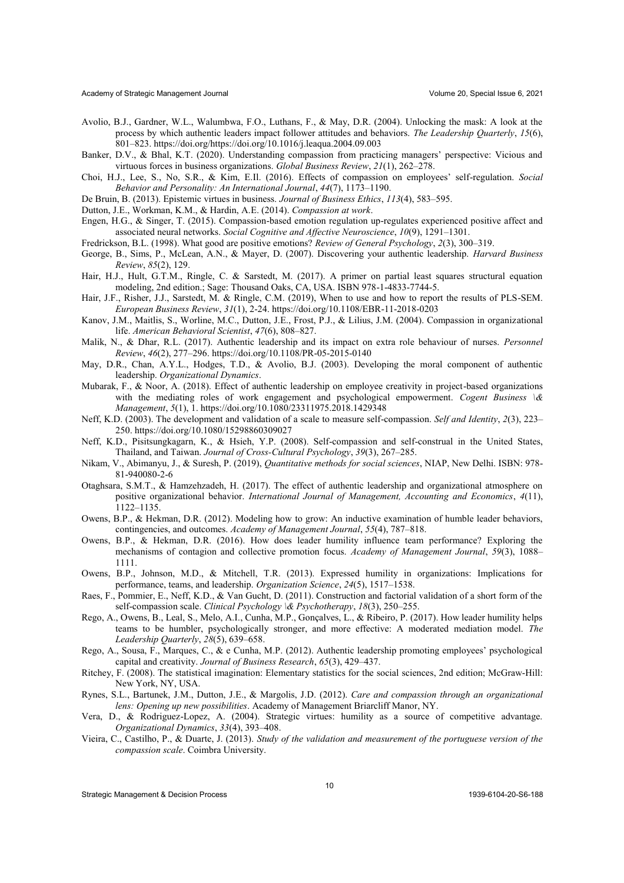Avolio, B.J., Gardner, W.L., Walumbwa, F.O., Luthans, F., & May, D.R. (2004). Unlocking the mask: A look at the process by which authentic leaders impact follower attitudes and behaviors. *The Leadership Quarterly*, *15*(6), 801–823. https://doi.org/https://doi.org/10.1016/j.leaqua.2004.09.003

Banker, D.V., & Bhal, K.T. (2020). Understanding compassion from practicing managers' perspective: Vicious and virtuous forces in business organizations. *Global Business Review*, *21*(1), 262–278.

Choi, H.J., Lee, S., No, S.R., & Kim, E.Il. (2016). Effects of compassion on employees' self-regulation. *Social Behavior and Personality: An International Journal*, *44*(7), 1173–1190.

De Bruin, B. (2013). Epistemic virtues in business. *Journal of Business Ethics*, *113*(4), 583–595.

Dutton, J.E., Workman, K.M., & Hardin, A.E. (2014). *Compassion at work*.

Engen, H.G., & Singer, T. (2015). Compassion-based emotion regulation up-regulates experienced positive affect and associated neural networks. *Social Cognitive and Affective Neuroscience*, *10*(9), 1291–1301.

Fredrickson, B.L. (1998). What good are positive emotions? *Review of General Psychology*, *2*(3), 300–319.

George, B., Sims, P., McLean, A.N., & Mayer, D. (2007). Discovering your authentic leadership. *Harvard Business Review*, *85*(2), 129.

Hair, H.J., Hult, G.T.M., Ringle, C. & Sarstedt, M. (2017). A primer on partial least squares structural equation modeling, 2nd edition.; Sage: Thousand Oaks, CA, USA. ISBN 978-1-4833-7744-5.

Hair, J.F., Risher, J.J., Sarstedt, M. & Ringle, C.M. (2019), When to use and how to report the results of PLS-SEM. *European Business Review*, *31*(1), 2-24. https://doi.org/10.1108/EBR-11-2018-0203

Kanov, J.M., Maitlis, S., Worline, M.C., Dutton, J.E., Frost, P.J., & Lilius, J.M. (2004). Compassion in organizational life. *American Behavioral Scientist*, *47*(6), 808–827.

Malik, N., & Dhar, R.L. (2017). Authentic leadership and its impact on extra role behaviour of nurses. *Personnel Review*, *46*(2), 277–296. https://doi.org/10.1108/PR-05-2015-0140

May, D.R., Chan, A.Y.L., Hodges, T.D., & Avolio, B.J. (2003). Developing the moral component of authentic leadership. *Organizational Dynamics*.

Mubarak, F., & Noor, A. (2018). Effect of authentic leadership on employee creativity in project-based organizations with the mediating roles of work engagement and psychological empowerment. *Cogent Business \& Management*, *5*(1), 1. https://doi.org/10.1080/23311975.2018.1429348

Neff, K.D. (2003). The development and validation of a scale to measure self-compassion. *Self and Identity*, *2*(3), 223–250. https://doi.org/10.1080/15298860309027

Neff, K.D., Pisitsungkagarn, K., & Hsieh, Y.P. (2008). Self-compassion and self-construal in the United States, Thailand, and Taiwan. *Journal of Cross-Cultural Psychology*, *39*(3), 267–285.

Nikam, V., Abimanyu, J., & Suresh, P. (2019), *Quantitative methods for social sciences*, NIAP, New Delhi. ISBN: 978-81-940080-2-6

Otaghsara, S.M.T., & Hamzehzadeh, H. (2017). The effect of authentic leadership and organizational atmosphere on positive organizational behavior. *International Journal of Management, Accounting and Economics*, *4*(11), 1122–1135.

Owens, B.P., & Hekman, D.R. (2012). Modeling how to grow: An inductive examination of humble leader behaviors, contingencies, and outcomes. *Academy of Management Journal*, *55*(4), 787–818.

Owens, B.P., & Hekman, D.R. (2016). How does leader humility influence team performance? Exploring the mechanisms of contagion and collective promotion focus. *Academy of Management Journal*, *59*(3), 1088–1111.

Owens, B.P., Johnson, M.D., & Mitchell, T.R. (2013). Expressed humility in organizations: Implications for performance, teams, and leadership. *Organization Science*, *24*(5), 1517–1538.

Raes, F., Pommier, E., Neff, K.D., & Van Gucht, D. (2011). Construction and factorial validation of a short form of the self-compassion scale. *Clinical Psychology \& Psychotherapy*, *18*(3), 250–255.

Rego, A., Owens, B., Leal, S., Melo, A.I., Cunha, M.P., Gonçalves, L., & Ribeiro, P. (2017). How leader humility helps teams to be humbler, psychologically stronger, and more effective: A moderated mediation model. *The Leadership Quarterly*, *28*(5), 639–658.

Rego, A., Sousa, F., Marques, C., & e Cunha, M.P. (2012). Authentic leadership promoting employees' psychological capital and creativity. *Journal of Business Research*, *65*(3), 429–437.

Ritchey, F. (2008). The statistical imagination: Elementary statistics for the social sciences, 2nd edition; McGraw-Hill: New York, NY, USA.

Rynes, S.L., Bartunek, J.M., Dutton, J.E., & Margolis, J.D. (2012). *Care and compassion through an organizational lens: Opening up new possibilities*. Academy of Management Briarcliff Manor, NY.

Vera, D., & Rodriguez-Lopez, A. (2004). Strategic virtues: humility as a source of competitive advantage. *Organizational Dynamics*, *33*(4), 393–408.

Vieira, C., Castilho, P., & Duarte, J. (2013). *Study of the validation and measurement of the portuguese version of the compassion scale*. Coimbra University.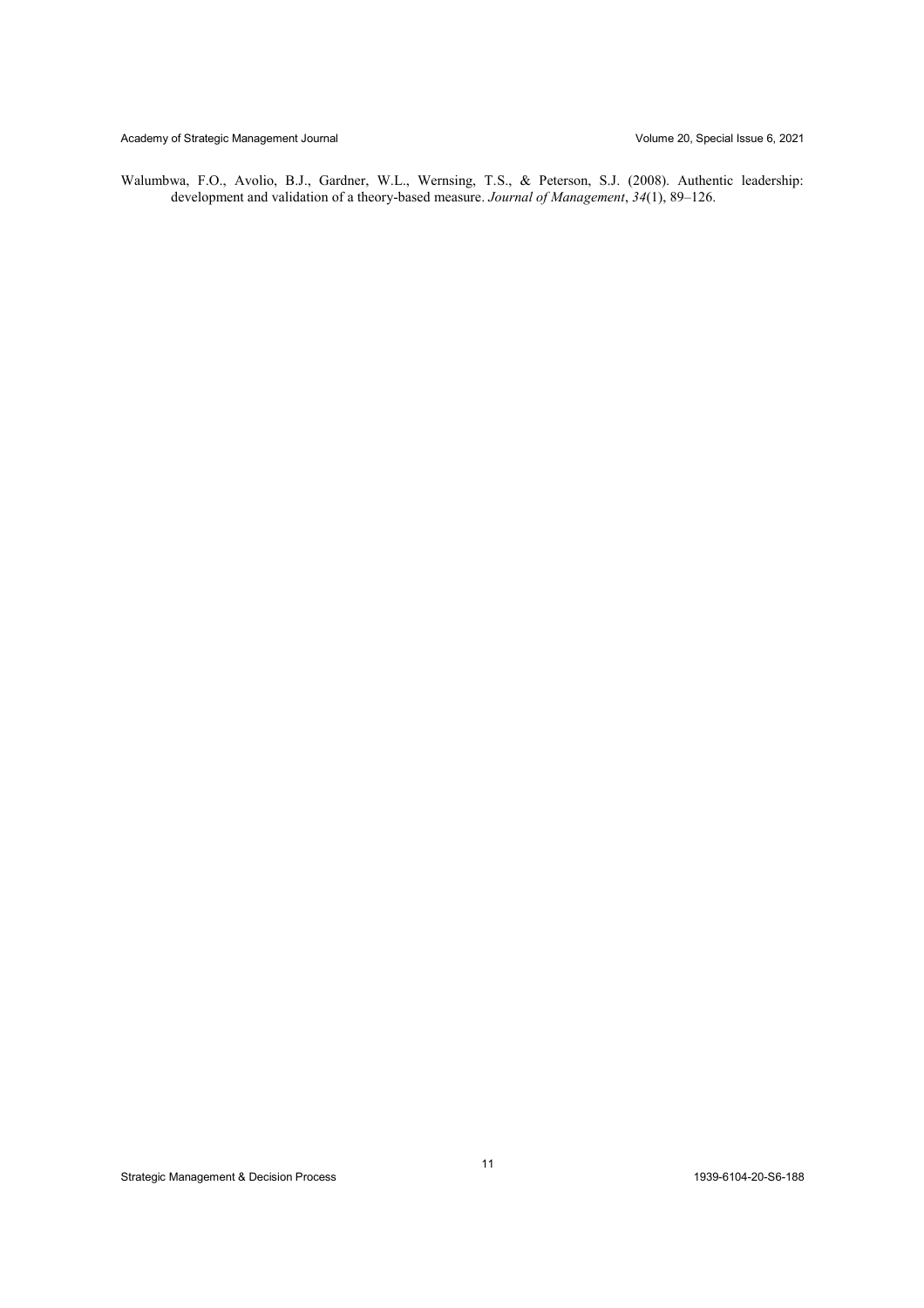Walumbwa, F.O., Avolio, B.J., Gardner, W.L., Wernsing, T.S., & Peterson, S.J. (2008). Authentic leadership: development and validation of a theory-based measure. *Journal of Management*, *34*(1), 89–126.